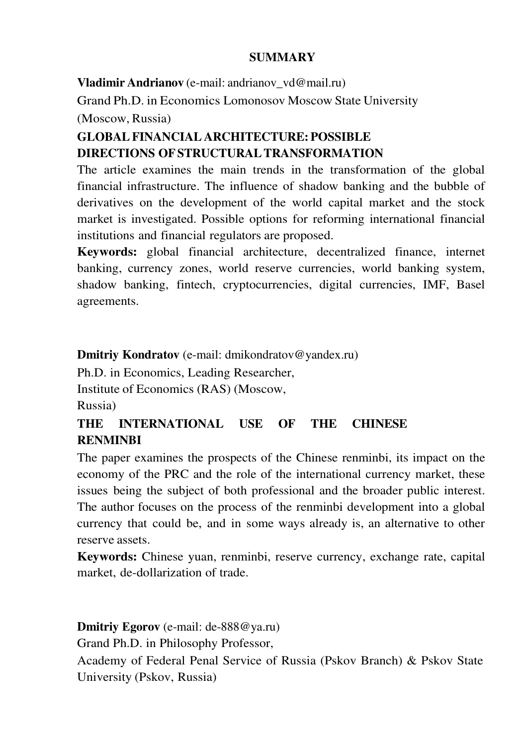## SUMMARY

**Vladimir Andrianov** (e-mail: andrianov_vd@mail.ru)

Grand Ph.D. in Economics Lomonosov Moscow State University (Moscow, Russia)

### GLOBAL FINANCIAL ARCHITECTURE: POSSIBLE DIRECTIONS OF STRUCTURAL TRANSFORMATION

The article examines the main trends in the transformation of the global financial infrastructure. The influence of shadow banking and the bubble of derivatives on the development of the world capital market and the stock market is investigated. Possible options for reforming international financial institutions and financial regulators are proposed.

**Keywords:** global financial architecture, decentralized finance, internet banking, currency zones, world reserve currencies, world banking system, shadow banking, fintech, cryptocurrencies, digital currencies, IMF, Basel agreements.

**Dmitriy Kondratov** (e-mail: dmikondratov@yandex.ru)

Ph.D. in Economics, Leading Researcher,

Institute of Economics (RAS) (Moscow, Russia)

### THE INTERNATIONAL USE OF THE CHINESE RENMINBI

The paper examines the prospects of the Chinese renminbi, its impact on the economy of the PRC and the role of the international currency market, these issues being the subject of both professional and the broader public interest. The author focuses on the process of the renminbi development into a global currency that could be, and in some ways already is, an alternative to other reserve assets.

**Keywords:** Chinese yuan, renminbi, reserve currency, exchange rate, capital market, de-dollarization of trade.

**Dmitriy Egorov** (e-mail: de-888@ya.ru)

Grand Ph.D. in Philosophy Professor,

Academy of Federal Penal Service of Russia (Pskov Branch) & Pskov State University (Pskov, Russia)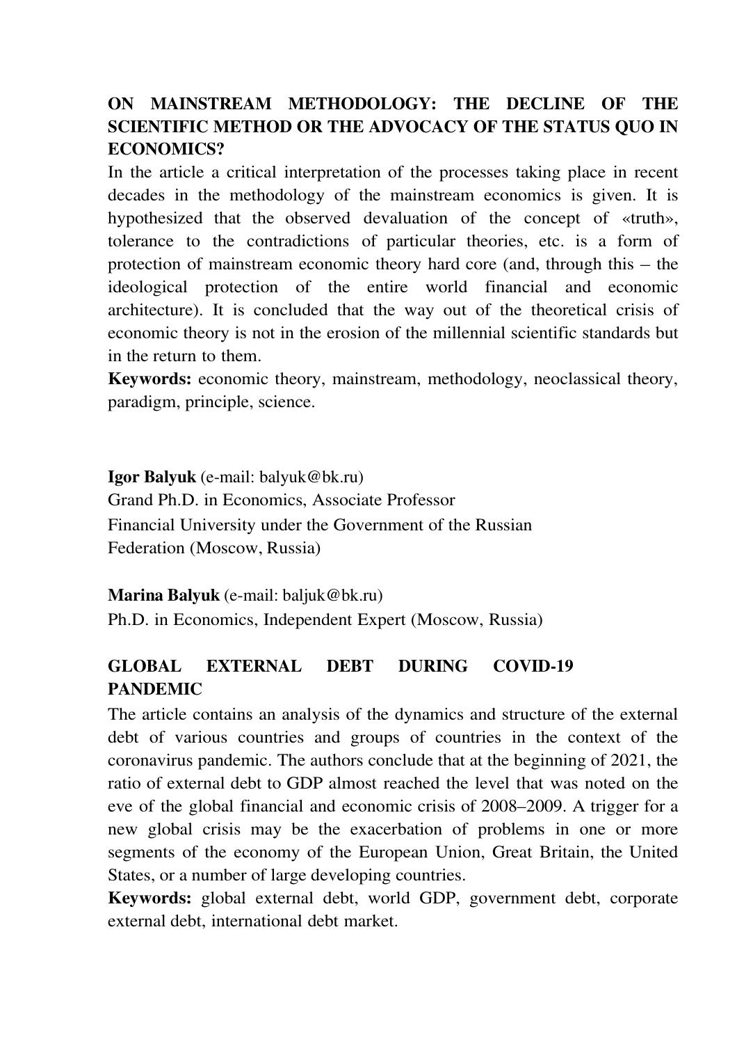**ON MAINSTREAM METHODOLOGY: THE DECLINE OF THE SCIENTIFIC METHOD OR THE ADVOCACY OF THE STATUS QUO IN ECONOMICS?**

In the article a critical interpretation of the processes taking place in recent decades in the methodology of the mainstream economics is given. It is hypothesized that the observed devaluation of the concept of «truth», tolerance to the contradictions of particular theories, etc. is a form of protection of mainstream economic theory hard core (and, through this – the ideological protection of the entire world financial and economic architecture). It is concluded that the way out of the theoretical crisis of economic theory is not in the erosion of the millennial scientific standards but in the return to them.

**Keywords:** economic theory, mainstream, methodology, neoclassical theory, paradigm, principle, science.

**Igor Balyuk** (e-mail: balyuk@bk.ru)
Grand Ph.D. in Economics, Associate Professor
Financial University under the Government of the Russian Federation (Moscow, Russia)

**Marina Balyuk** (e-mail: baljuk@bk.ru)
Ph.D. in Economics, Independent Expert (Moscow, Russia)

**GLOBAL EXTERNAL DEBT DURING COVID-19 PANDEMIC**

The article contains an analysis of the dynamics and structure of the external debt of various countries and groups of countries in the context of the coronavirus pandemic. The authors conclude that at the beginning of 2021, the ratio of external debt to GDP almost reached the level that was noted on the eve of the global financial and economic crisis of 2008–2009. A trigger for a new global crisis may be the exacerbation of problems in one or more segments of the economy of the European Union, Great Britain, the United States, or a number of large developing countries.

**Keywords:** global external debt, world GDP, government debt, corporate external debt, international debt market.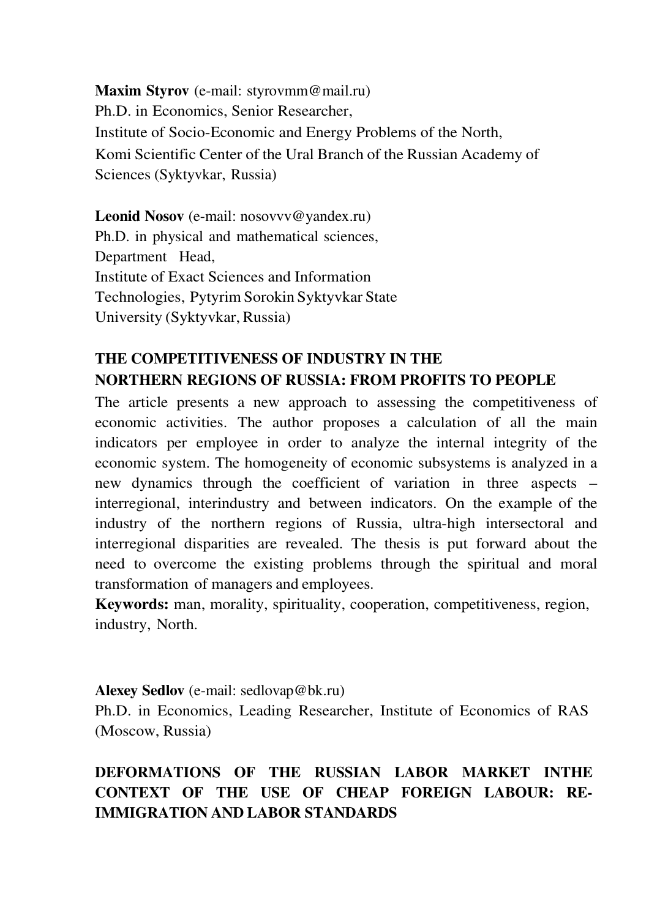**Maxim Styrov** (e-mail: styrovmm@mail.ru)
Ph.D. in Economics, Senior Researcher,
Institute of Socio-Economic and Energy Problems of the North,
Komi Scientific Center of the Ural Branch of the Russian Academy of Sciences (Syktyvkar, Russia)

**Leonid Nosov** (e-mail: nosovvv@yandex.ru)
Ph.D. in physical and mathematical sciences,
Department Head,
Institute of Exact Sciences and Information Technologies, Pytyrim Sorokin Syktyvkar State University (Syktyvkar, Russia)

## THE COMPETITIVENESS OF INDUSTRY IN THE NORTHERN REGIONS OF RUSSIA: FROM PROFITS TO PEOPLE

The article presents a new approach to assessing the competitiveness of economic activities. The author proposes a calculation of all the main indicators per employee in order to analyze the internal integrity of the economic system. The homogeneity of economic subsystems is analyzed in a new dynamics through the coefficient of variation in three aspects – interregional, interindustry and between indicators. On the example of the industry of the northern regions of Russia, ultra-high intersectoral and interregional disparities are revealed. The thesis is put forward about the need to overcome the existing problems through the spiritual and moral transformation of managers and employees.

**Keywords:** man, morality, spirituality, cooperation, competitiveness, region, industry, North.

**Alexey Sedlov** (e-mail: sedlovap@bk.ru)
Ph.D. in Economics, Leading Researcher, Institute of Economics of RAS (Moscow, Russia)

## DEFORMATIONS OF THE RUSSIAN LABOR MARKET INTHE CONTEXT OF THE USE OF CHEAP FOREIGN LABOUR: RE-IMMIGRATION AND LABOR STANDARDS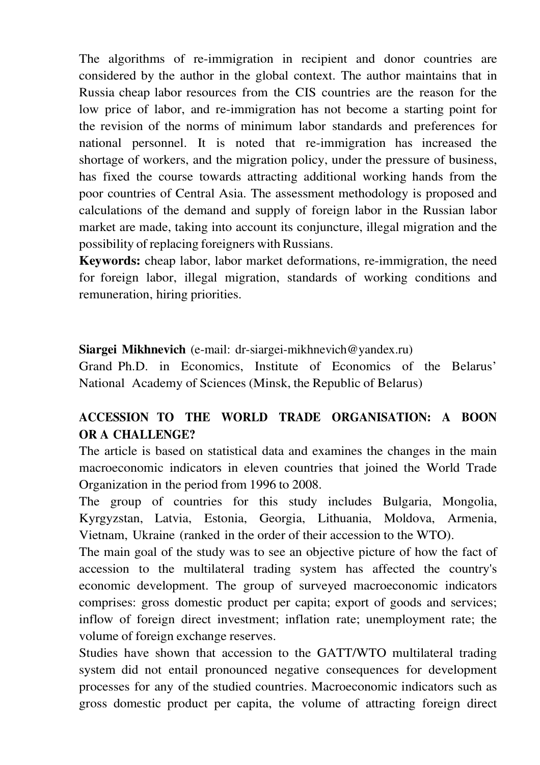The algorithms of re-immigration in recipient and donor countries are considered by the author in the global context. The author maintains that in Russia cheap labor resources from the CIS countries are the reason for the low price of labor, and re-immigration has not become a starting point for the revision of the norms of minimum labor standards and preferences for national personnel. It is noted that re-immigration has increased the shortage of workers, and the migration policy, under the pressure of business, has fixed the course towards attracting additional working hands from the poor countries of Central Asia. The assessment methodology is proposed and calculations of the demand and supply of foreign labor in the Russian labor market are made, taking into account its conjuncture, illegal migration and the possibility of replacing foreigners with Russians.

**Keywords:** cheap labor, labor market deformations, re-immigration, the need for foreign labor, illegal migration, standards of working conditions and remuneration, hiring priorities.

**Siargei Mikhnevich** (e-mail: dr-siargei-mikhnevich@yandex.ru)
Grand Ph.D. in Economics, Institute of Economics of the Belarus' National Academy of Sciences (Minsk, the Republic of Belarus)

## ACCESSION TO THE WORLD TRADE ORGANISATION: A BOON OR A CHALLENGE?

The article is based on statistical data and examines the changes in the main macroeconomic indicators in eleven countries that joined the World Trade Organization in the period from 1996 to 2008.

The group of countries for this study includes Bulgaria, Mongolia, Kyrgyzstan, Latvia, Estonia, Georgia, Lithuania, Moldova, Armenia, Vietnam, Ukraine (ranked in the order of their accession to the WTO).

The main goal of the study was to see an objective picture of how the fact of accession to the multilateral trading system has affected the country's economic development. The group of surveyed macroeconomic indicators comprises: gross domestic product per capita; export of goods and services; inflow of foreign direct investment; inflation rate; unemployment rate; the volume of foreign exchange reserves.

Studies have shown that accession to the GATT/WTO multilateral trading system did not entail pronounced negative consequences for development processes for any of the studied countries. Macroeconomic indicators such as gross domestic product per capita, the volume of attracting foreign direct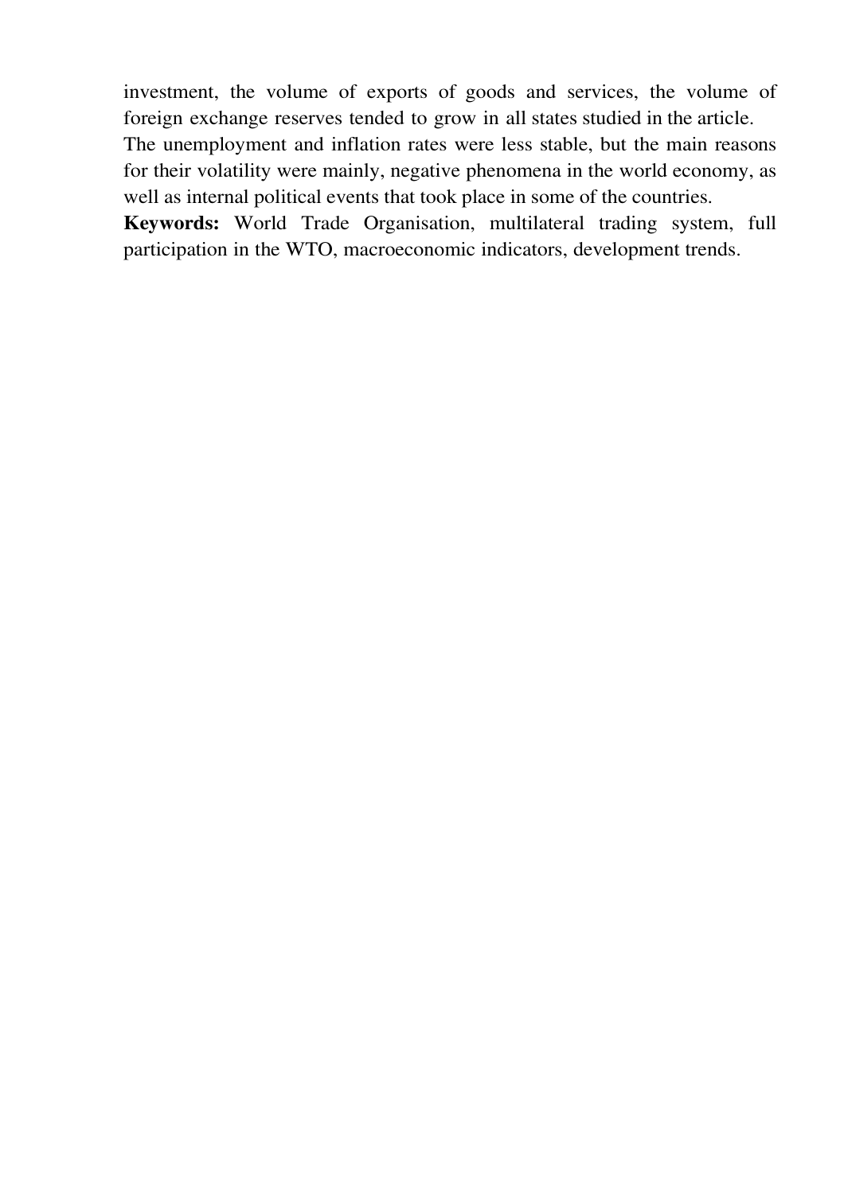investment, the volume of exports of goods and services, the volume of foreign exchange reserves tended to grow in all states studied in the article.
The unemployment and inflation rates were less stable, but the main reasons for their volatility were mainly, negative phenomena in the world economy, as well as internal political events that took place in some of the countries.

**Keywords:** World Trade Organisation, multilateral trading system, full participation in the WTO, macroeconomic indicators, development trends.